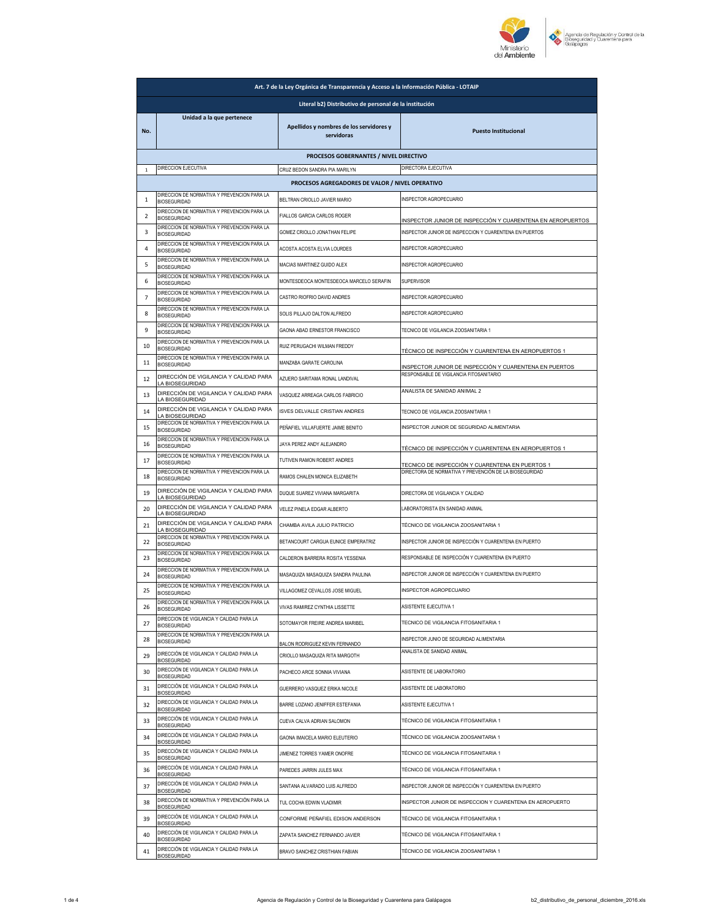| Art. 7 de la Ley Orgánica de Transparencia y Acceso a la Información Pública - LOTAIP | | | |
|---|---|---|---|
| Literal b2) Distributivo de personal de la institución | | | |
| No. | Unidad a la que pertenece | Apellidos y nombres de los servidores y servidoras | Puesto Institucional |
| PROCESOS GOBERNANTES / NIVEL DIRECTIVO | | | |
| 1 | DIRECCION EJECUTIVA | CRUZ BEDON SANDRA PIA MARILYN | DIRECTORA EJECUTIVA |
| PROCESOS AGREGADORES DE VALOR / NIVEL OPERATIVO | | | |
| 1 | DIRECCION DE NORMATIVA Y PREVENCION PARA LA BIOSEGURIDAD | BELTRAN CRIOLLO JAVIER MARIO | INSPECTOR AGROPECUARIO |
| 2 | DIRECCION DE NORMATIVA Y PREVENCION PARA LA BIOSEGURIDAD | FIALLOS GARCIA CARLOS ROGER | INSPECTOR JUNIOR DE INSPECCIÓN Y CUARENTENA EN AEROPUERTOS |
| 3 | DIRECCION DE NORMATIVA Y PREVENCION PARA LA BIOSEGURIDAD | GOMEZ CRIOLLO JONATHAN FELIPE | INSPECTOR JUNIOR DE INSPECCION Y CUARENTENA EN PUERTOS |
| 4 | DIRECCION DE NORMATIVA Y PREVENCION PARA LA BIOSEGURIDAD | ACOSTA ACOSTA ELVIA LOURDES | INSPECTOR AGROPECUARIO |
| 5 | DIRECCION DE NORMATIVA Y PREVENCION PARA LA BIOSEGURIDAD | MACIAS MARTINEZ GUIDO ALEX | INSPECTOR AGROPECUARIO |
| 6 | DIRECCION DE NORMATIVA Y PREVENCION PARA LA BIOSEGURIDAD | MONTESDEOCA MONTESDEOCA MARCELO SERAFIN | SUPERVISOR |
| 7 | DIRECCION DE NORMATIVA Y PREVENCION PARA LA BIOSEGURIDAD | CASTRO RIOFRIO DAVID ANDRES | INSPECTOR AGROPECUARIO |
| 8 | DIRECCION DE NORMATIVA Y PREVENCION PARA LA BIOSEGURIDAD | SOLIS PILLAJO DALTON ALFREDO | INSPECTOR AGROPECUARIO |
| 9 | DIRECCION DE NORMATIVA Y PREVENCION PARA LA BIOSEGURIDAD | GAONA ABAD ERNESTOR FRANCISCO | TECNICO DE VIGILANCIA ZOOSANITARIA 1 |
| 10 | DIRECCION DE NORMATIVA Y PREVENCION PARA LA BIOSEGURIDAD | RUIZ PERUGACHI WILMAN FREDDY | TÉCNICO DE INSPECCIÓN Y CUARENTENA EN AEROPUERTOS 1 |
| 11 | DIRECCION DE NORMATIVA Y PREVENCION PARA LA BIOSEGURIDAD | MANZABA GARATE CAROLINA | INSPECTOR JUNIOR DE INSPECCIÓN Y CUARENTENA EN PUERTOS |
| 12 | DIRECCIÓN DE VIGILANCIA Y CALIDAD PARA LA BIOSEGURIDAD | AZUERO SARITAMA RONAL LANDIVAL | RESPONSABLE DE VIGILANCIA FITOSANITARIO |
| 13 | DIRECCIÓN DE VIGILANCIA Y CALIDAD PARA LA BIOSEGURIDAD | VASQUEZ ARREAGA CARLOS FABRICIO | ANALISTA DE SANIDAD ANIMAL 2 |
| 14 | DIRECCIÓN DE VIGILANCIA Y CALIDAD PARA LA BIOSEGURIDAD | ISVES DELVALLE CRISTIAN ANDRES | TECNICO DE VIGILANCIA ZOOSANITARIA 1 |
| 15 | DIRECCION DE NORMATIVA Y PREVENCION PARA LA BIOSEGURIDAD | PEÑAFIEL VILLAFUERTE JAIME BENITO | INSPECTOR JUNIOR DE SEGURIDAD ALIMENTARIA |
| 16 | DIRECCION DE NORMATIVA Y PREVENCION PARA LA BIOSEGURIDAD | JAYA PEREZ ANDY ALEJANDRO | TÉCNICO DE INSPECCIÓN Y CUARENTENA EN AEROPUERTOS 1 |
| 17 | DIRECCION DE NORMATIVA Y PREVENCION PARA LA BIOSEGURIDAD | TUTIVEN RAMON ROBERT ANDRES | TECNICO DE INSPECCIÓN Y CUARENTENA EN PUERTOS 1 |
| 18 | DIRECCION DE NORMATIVA Y PREVENCION PARA LA BIOSEGURIDAD | RAMOS CHALEN MONICA ELIZABETH | DIRECTORA DE NORMATIVA Y PREVENCIÓN DE LA BIOSEGURIDAD |
| 19 | DIRECCIÓN DE VIGILANCIA Y CALIDAD PARA LA BIOSEGURIDAD | DUQUE SUAREZ VIVIANA MARGARITA | DIRECTORA DE VIGILANCIA Y CALIDAD |
| 20 | DIRECCIÓN DE VIGILANCIA Y CALIDAD PARA LA BIOSEGURIDAD | VELEZ PINELA EDGAR ALBERTO | LABORATORISTA EN SANIDAD ANIMAL |
| 21 | DIRECCIÓN DE VIGILANCIA Y CALIDAD PARA LA BIOSEGURIDAD | CHAMBA AVILA JULIO PATRICIO | TÉCNICO DE VIGILANCIA ZOOSANITARIA 1 |
| 22 | DIRECCION DE NORMATIVA Y PREVENCION PARA LA BIOSEGURIDAD | BETANCOURT CARGUA EUNICE EMPERATRIZ | INSPECTOR JUNIOR DE INSPECCIÓN Y CUARENTENA EN PUERTO |
| 23 | DIRECCION DE NORMATIVA Y PREVENCION PARA LA BIOSEGURIDAD | CALDERON BARRERA ROSITA YESSENIA | RESPONSABLE DE INSPECCIÓN Y CUARENTENA EN PUERTO |
| 24 | DIRECCION DE NORMATIVA Y PREVENCION PARA LA BIOSEGURIDAD | MASAQUIZA MASAQUIZA SANDRA PAULINA | INSPECTOR JUNIOR DE INSPECCIÓN Y CUARENTENA EN PUERTO |
| 25 | DIRECCION DE NORMATIVA Y PREVENCION PARA LA BIOSEGURIDAD | VILLAGOMEZ CEVALLOS JOSE MIGUEL | INSPECTOR AGROPECUARIO |
| 26 | DIRECCION DE NORMATIVA Y PREVENCION PARA LA BIOSEGURIDAD | VIVAS RAMIREZ CYNTHIA LISSETTE | ASISTENTE EJECUTIVA 1 |
| 27 | DIRECCION DE VIGILANCIA Y CALIDAD PARA LA BIOSEGURIDAD | SOTOMAYOR FREIRE ANDREA MARIBEL | TECNICO DE VIGILANCIA FITOSANITARIA 1 |
| 28 | DIRECCION DE NORMATIVA Y PREVENCION PARA LA BIOSEGURIDAD | BALON RODRIGUEZ KEVIN FERNANDO | INSPECTOR JUNIO DE SEGURIDAD ALIMENTARIA |
| 29 | DIRECCIÓN DE VIGILANCIA Y CALIDAD PARA LA BIOSEGURIDAD | CRIOLLO MASAQUIZA RITA MARGOTH | ANALISTA DE SANIDAD ANIMAL |
| 30 | DIRECCIÓN DE VIGILANCIA Y CALIDAD PARA LA BIOSEGURIDAD | PACHECO ARCE SONNIA VIVIANA | ASISTENTE DE LABORATORIO |
| 31 | DIRECCIÓN DE VIGILANCIA Y CALIDAD PARA LA BIOSEGURIDAD | GUERRERO VASQUEZ ERIKA NICOLE | ASISTENTE DE LABORATORIO |
| 32 | DIRECCIÓN DE VIGILANCIA Y CALIDAD PARA LA BIOSEGURIDAD | BARRE LOZANO JENIFFER ESTEFANIA | ASISTENTE EJECUTIVA 1 |
| 33 | DIRECCIÓN DE VIGILANCIA Y CALIDAD PARA LA BIOSEGURIDAD | CUEVA CALVA ADRIAN SALOMON | TÉCNICO DE VIGILANCIA FITOSANITARIA 1 |
| 34 | DIRECCIÓN DE VIGILANCIA Y CALIDAD PARA LA BIOSEGURIDAD | GAONA IMAICELA MARIO ELEUTERIO | TÉCNICO DE VIGILANCIA ZOOSANITARIA 1 |
| 35 | DIRECCIÓN DE VIGILANCIA Y CALIDAD PARA LA BIOSEGURIDAD | JIMENEZ TORRES YAMER ONOFRE | TÉCNICO DE VIGILANCIA FITOSANITARIA 1 |
| 36 | DIRECCIÓN DE VIGILANCIA Y CALIDAD PARA LA BIOSEGURIDAD | PAREDES JARRIN JULES MAX | TÉCNICO DE VIGILANCIA FITOSANITARIA 1 |
| 37 | DIRECCIÓN DE VIGILANCIA Y CALIDAD PARA LA BIOSEGURIDAD | SANTANA ALVARADO LUIS ALFREDO | INSPECTOR JUNIOR DE INSPECCIÓN Y CUARENTENA EN PUERTO |
| 38 | DIRECCIÓN DE NORMATIVA Y PREVENCIÓN PARA LA BIOSEGURIDAD | TUL COCHA EDWIN VLADIMIR | INSPECTOR JUNIOR DE INSPECCION Y CUARENTENA EN AEROPUERTO |
| 39 | DIRECCIÓN DE VIGILANCIA Y CALIDAD PARA LA BIOSEGURIDAD | CONFORME PEÑAFIEL EDISON ANDERSON | TÉCNICO DE VIGILANCIA FITOSANITARIA 1 |
| 40 | DIRECCIÓN DE VIGILANCIA Y CALIDAD PARA LA BIOSEGURIDAD | ZAPATA SANCHEZ FERNANDO JAVIER | TÉCNICO DE VIGILANCIA FITOSANITARIA 1 |
| 41 | DIRECCIÓN DE VIGILANCIA Y CALIDAD PARA LA BIOSEGURIDAD | BRAVO SANCHEZ CRISTHIAN FABIAN | TÉCNICO DE VIGILANCIA ZOOSANITARIA 1 |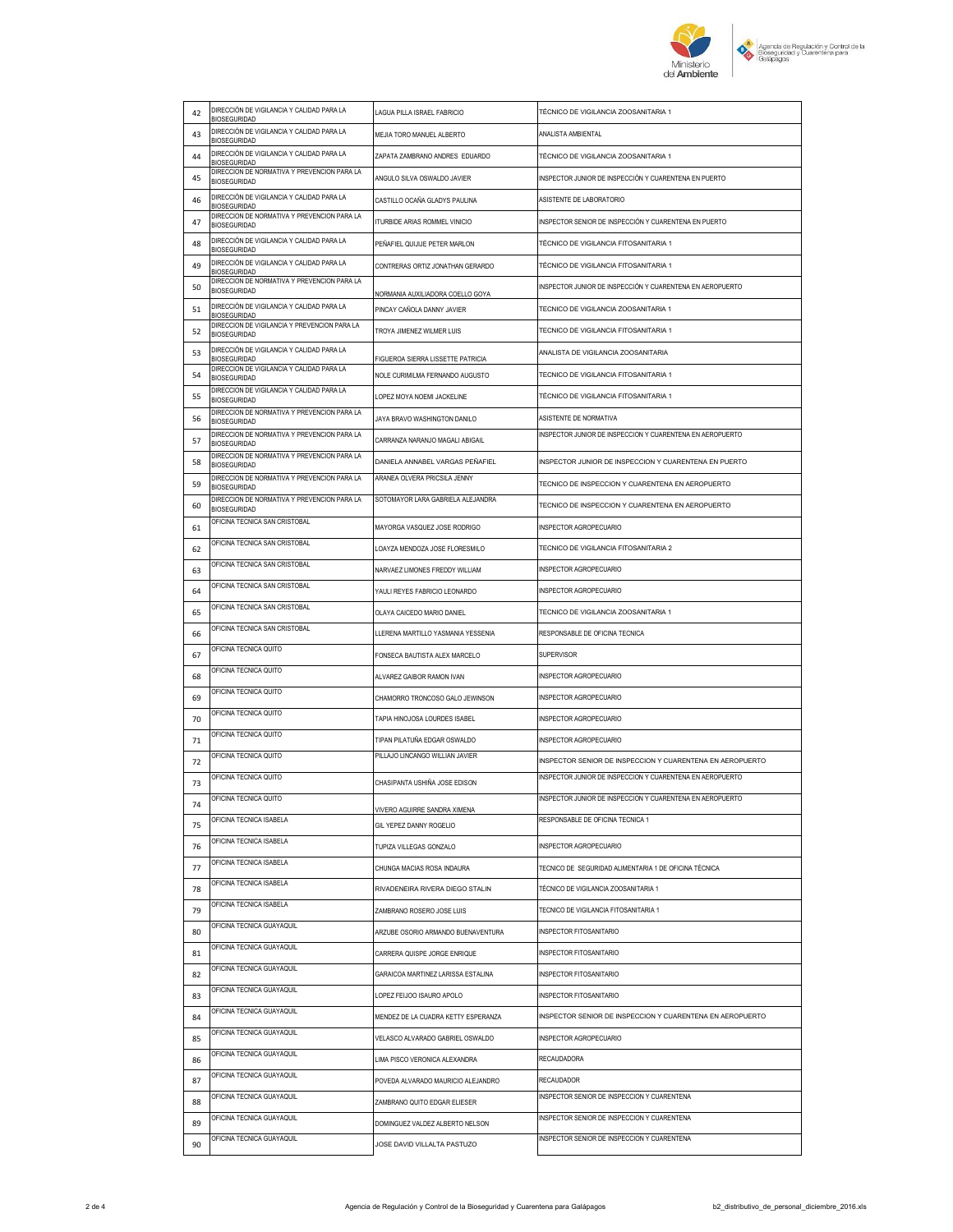| 42 | DIRECCIÓN DE VIGILANCIA Y CALIDAD PARA LA BIOSEGURIDAD | LAGUA PILLA ISRAEL FABRICIO | TÉCNICO DE VIGILANCIA ZOOSANITARIA 1 |
|---|---|---|---|
| 43 | DIRECCIÓN DE VIGILANCIA Y CALIDAD PARA LA BIOSEGURIDAD | MEJIA TORO MANUEL ALBERTO | ANALISTA AMBIENTAL |
| 44 | DIRECCIÓN DE VIGILANCIA Y CALIDAD PARA LA BIOSEGURIDAD | ZAPATA ZAMBRANO ANDRES EDUARDO | TÉCNICO DE VIGILANCIA ZOOSANITARIA 1 |
| 45 | DIRECCION DE NORMATIVA Y PREVENCION PARA LA BIOSEGURIDAD | ANGULO SILVA OSWALDO JAVIER | INSPECTOR JUNIOR DE INSPECCIÓN Y CUARENTENA EN PUERTO |
| 46 | DIRECCIÓN DE VIGILANCIA Y CALIDAD PARA LA BIOSEGURIDAD | CASTILLO OCAÑA GLADYS PAULINA | ASISTENTE DE LABORATORIO |
| 47 | DIRECCION DE NORMATIVA Y PREVENCION PARA LA BIOSEGURIDAD | ITURBIDE ARIAS ROMMEL VINICIO | INSPECTOR SENIOR DE INSPECCIÓN Y CUARENTENA EN PUERTO |
| 48 | DIRECCIÓN DE VIGILANCIA Y CALIDAD PARA LA BIOSEGURIDAD | PEÑAFIEL QUIJIJE PETER MARLON | TÉCNICO DE VIGILANCIA FITOSANITARIA 1 |
| 49 | DIRECCIÓN DE VIGILANCIA Y CALIDAD PARA LA BIOSEGURIDAD | CONTRERAS ORTIZ JONATHAN GERARDO | TÉCNICO DE VIGILANCIA FITOSANITARIA 1 |
| 50 | DIRECCION DE NORMATIVA Y PREVENCION PARA LA BIOSEGURIDAD | NORMANIA AUXILIADORA COELLO GOYA | INSPECTOR JUNIOR DE INSPECCIÓN Y CUARENTENA EN AEROPUERTO |
| 51 | DIRECCIÓN DE VIGILANCIA Y CALIDAD PARA LA BIOSEGURIDAD | PINCAY CAÑOLA DANNY JAVIER | TECNICO DE VIGILANCIA ZOOSANITARIA 1 |
| 52 | DIRECCION DE VIGILANCIA Y PREVENCION PARA LA BIOSEGURIDAD | TROYA JIMENEZ WILMER LUIS | TECNICO DE VIGILANCIA FITOSANITARIA 1 |
| 53 | DIRECCIÓN DE VIGILANCIA Y CALIDAD PARA LA BIOSEGURIDAD | FIGUEROA SIERRA LISSETTE PATRICIA | ANALISTA DE VIGILANCIA ZOOSANITARIA |
| 54 | DIRECCIÓN DE VIGILANCIA Y CALIDAD PARA LA BIOSEGURIDAD | NOLE CURIMILMA FERNANDO AUGUSTO | TECNICO DE VIGILANCIA FITOSANITARIA 1 |
| 55 | DIRECCION DE VIGILANCIA Y CALIDAD PARA LA BIOSEGURIDAD | LOPEZ MOYA NOEMI JACKELINE | TÉCNICO DE VIGILANCIA FITOSANITARIA 1 |
| 56 | DIRECCION DE NORMATIVA Y PREVENCION PARA LA BIOSEGURIDAD | JAYA BRAVO WASHINGTON DANILO | ASISTENTE DE NORMATIVA |
| 57 | DIRECCION DE NORMATIVA Y PREVENCION PARA LA BIOSEGURIDAD | CARRANZA NARANJO MAGALI ABIGAIL | INSPECTOR JUNIOR DE INSPECCION Y CUARENTENA EN AEROPUERTO |
| 58 | DIRECCION DE NORMATIVA Y PREVENCION PARA LA BIOSEGURIDAD | DANIELA ANNABEL VARGAS PEÑAFIEL | INSPECTOR JUNIOR DE INSPECCION Y CUARENTENA EN PUERTO |
| 59 | DIRECCION DE NORMATIVA Y PREVENCION PARA LA BIOSEGURIDAD | ARANEA OLVERA PRICSILA JENNY | TECNICO DE INSPECCION Y CUARENTENA EN AEROPUERTO |
| 60 | DIRECCION DE NORMATIVA Y PREVENCION PARA LA BIOSEGURIDAD | SOTOMAYOR LARA GABRIELA ALEJANDRA | TECNICO DE INSPECCION Y CUARENTENA EN AEROPUERTO |
| 61 | OFICINA TECNICA SAN CRISTOBAL | MAYORGA VASQUEZ JOSE RODRIGO | INSPECTOR AGROPECUARIO |
| 62 | OFICINA TECNICA SAN CRISTOBAL | LOAYZA MENDOZA JOSE FLORESMILO | TECNICO DE VIGILANCIA FITOSANITARIA 2 |
| 63 | OFICINA TECNICA SAN CRISTOBAL | NARVAEZ LIMONES FREDDY WILLIAM | INSPECTOR AGROPECUARIO |
| 64 | OFICINA TECNICA SAN CRISTOBAL | YAULI REYES FABRICIO LEONARDO | INSPECTOR AGROPECUARIO |
| 65 | OFICINA TECNICA SAN CRISTOBAL | OLAYA CAICEDO MARIO DANIEL | TECNICO DE VIGILANCIA ZOOSANITARIA 1 |
| 66 | OFICINA TECNICA SAN CRISTOBAL | LLERENA MARTILLO YASMANIA YESSENIA | RESPONSABLE DE OFICINA TECNICA |
| 67 | OFICINA TECNICA QUITO | FONSECA BAUTISTA ALEX MARCELO | SUPERVISOR |
| 68 | OFICINA TECNICA QUITO | ALVAREZ GAIBOR RAMON IVAN | INSPECTOR AGROPECUARIO |
| 69 | OFICINA TECNICA QUITO | CHAMORRO TRONCOSO GALO JEWINSON | INSPECTOR AGROPECUARIO |
| 70 | OFICINA TECNICA QUITO | TAPIA HINOJOSA LOURDES ISABEL | INSPECTOR AGROPECUARIO |
| 71 | OFICINA TECNICA QUITO | TIPAN PILATUÑA EDGAR OSWALDO | INSPECTOR AGROPECUARIO |
| 72 | OFICINA TECNICA QUITO | PILLAJO LINCANGO WILLIAN JAVIER | INSPECTOR SENIOR DE INSPECCION Y CUARENTENA EN AEROPUERTO |
| 73 | OFICINA TECNICA QUITO | CHASIPANTA USHIÑA JOSE EDISON | INSPECTOR JUNIOR DE INSPECCION Y CUARENTENA EN AEROPUERTO |
| 74 | OFICINA TECNICA QUITO | VIVERO AGUIRRE SANDRA XIMENA | INSPECTOR JUNIOR DE INSPECCION Y CUARENTENA EN AEROPUERTO |
| 75 | OFICINA TECNICA ISABELA | GIL YEPEZ DANNY ROGELIO | RESPONSABLE DE OFICINA TECNICA 1 |
| 76 | OFICINA TECNICA ISABELA | TUPIZA VILLEGAS GONZALO | INSPECTOR AGROPECUARIO |
| 77 | OFICINA TECNICA ISABELA | CHUNGA MACIAS ROSA INDAURA | TECNICO DE SEGURIDAD ALIMENTARIA 1 DE OFICINA TÉCNICA |
| 78 | OFICINA TECNICA ISABELA | RIVADENEIRA RIVERA DIEGO STALIN | TÉCNICO DE VIGILANCIA ZOOSANITARIA 1 |
| 79 | OFICINA TECNICA ISABELA | ZAMBRANO ROSERO JOSE LUIS | TECNICO DE VIGILANCIA FITOSANITARIA 1 |
| 80 | OFICINA TECNICA GUAYAQUIL | ARZUBE OSORIO ARMANDO BUENAVENTURA | INSPECTOR FITOSANITARIO |
| 81 | OFICINA TECNICA GUAYAQUIL | CARRERA QUISPE JORGE ENRIQUE | INSPECTOR FITOSANITARIO |
| 82 | OFICINA TECNICA GUAYAQUIL | GARAICOA MARTINEZ LARISSA ESTALINA | INSPECTOR FITOSANITARIO |
| 83 | OFICINA TECNICA GUAYAQUIL | LOPEZ FEIJOO ISAURO APOLO | INSPECTOR FITOSANITARIO |
| 84 | OFICINA TECNICA GUAYAQUIL | MENDEZ DE LA CUADRA KETTY ESPERANZA | INSPECTOR SENIOR DE INSPECCION Y CUARENTENA EN AEROPUERTO |
| 85 | OFICINA TECNICA GUAYAQUIL | VELASCO ALVARADO GABRIEL OSWALDO | INSPECTOR AGROPECUARIO |
| 86 | OFICINA TECNICA GUAYAQUIL | LIMA PISCO VERONICA ALEXANDRA | RECAUDADORA |
| 87 | OFICINA TECNICA GUAYAQUIL | POVEDA ALVARADO MAURICIO ALEJANDRO | RECAUDADOR |
| 88 | OFICINA TECNICA GUAYAQUIL | ZAMBRANO QUITO EDGAR ELIESER | INSPECTOR SENIOR DE INSPECCION Y CUARENTENA |
| 89 | OFICINA TECNICA GUAYAQUIL | DOMINGUEZ VALDEZ ALBERTO NELSON | INSPECTOR SENIOR DE INSPECCION Y CUARENTENA |
| 90 | OFICINA TECNICA GUAYAQUIL | JOSE DAVID VILLALTA PASTUZO | INSPECTOR SENIOR DE INSPECCION Y CUARENTENA |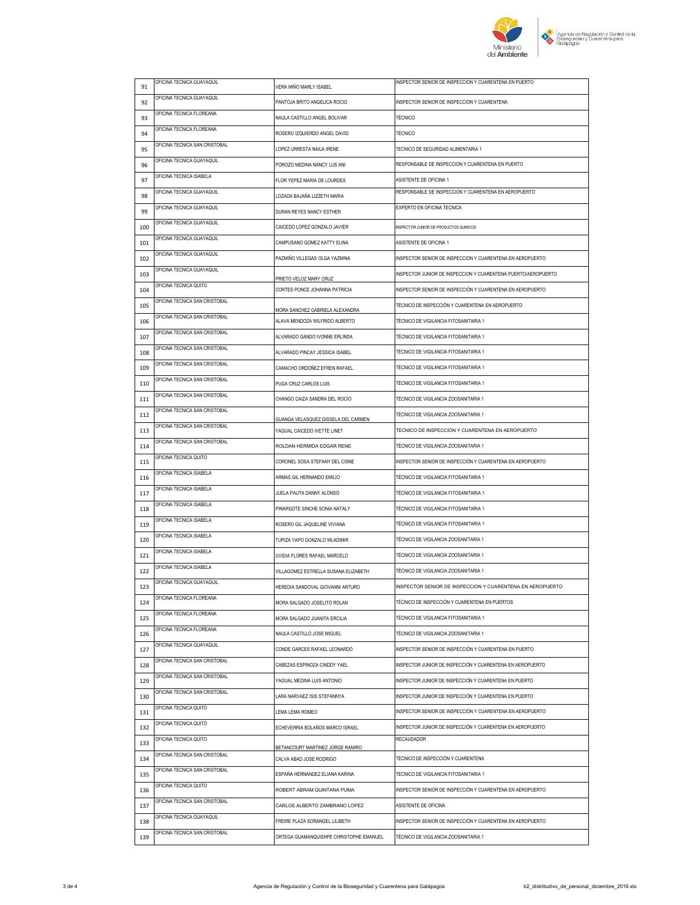| 91 | OFICINA TECNICA GUAYAQUIL | VERA MIÑO MARLY ISABEL | INSPECTOR SENIOR DE INSPECCION Y CUARENTENA EN PUERTO |
|---|---|---|---|
| 92 | OFICINA TECNICA GUAYAQUIL | PANTOJA BRITO ANGELICA ROCIO | INSPECTOR SENIOR DE INSPECCION Y CUARENTENA |
| 93 | OFICINA TECNICA FLOREANA | NAULA CASTILLO ANGEL BOLIVAR | TÉCNICO |
| 94 | OFICINA TECNICA FLOREANA | ROSERO IZQUIERDO ANGEL DAVID | TÉCNICO |
| 95 | OFICINA TECNICA SAN CRISTOBAL | LOPEZ URRESTA NAILA IRENE | TECNICO DE SEGURIDAD ALIMENTARIA 1 |
| 96 | OFICINA TECNICA GUAYAQUIL | POROZO MEDINA NANCY LUS ANI | RESPONSABLE DE INSPECCION Y CUARENTENA EN PUERTO |
| 97 | OFICINA TECNICA ISABELA | FLOR YEPEZ MARIA DE LOURDES | ASISTENTE DE OFICINA 1 |
| 98 | OFICINA TECNICA GUAYAQUIL | LOZADA BAJAÑA LIZZETH MARIA | RESPONSABLE DE INSPECCION Y CUARENTENA EN AEROPUERTO |
| 99 | OFICINA TECNICA GUAYAQUIL | DURAN REYES NANCY ESTHER | EXPERTO EN OFICINA TECNICA |
| 100 | OFICINA TECNICA GUAYAQUIL | CAICEDO LOPEZ GONZALO JAVIER | INSPECTOR JUNIOR DE PRODUCTOS QUIMICOS |
| 101 | OFICINA TECNICA GUAYAQUIL | CAMPUSANO GOMEZ KATTY ELINA | ASISTENTE DE OFICINA 1 |
| 102 | OFICINA TECNICA GUAYAQUIL | PAZMIÑO VILLEGAS OLGA YAZMINA | INSPECTOR SENIOR DE INSPECCION Y CUARENTENA EN AEROPUERTO |
| 103 | OFICINA TECNICA GUAYAQUIL | PRIETO VELOZ MARY CRUZ | INSPECTOR JUNIOR DE INSPECCION Y CUARENTENA PUERTO/AEROPUERTO |
| 104 | OFICINA TECNICA QUITO | CORTES PONCE JOHANNA PATRICIA | INSPECTOR SENIOR DE INSPECCIÓN Y CUARENTENA EN AEROPUERTO |
| 105 | OFICINA TECNICA SAN CRISTOBAL | MORA SANCHEZ GABRIELA ALEXANDRA | TÉCNICO DE INSPECCIÓN Y CUARENTENA EN AEROPUERTO |
| 106 | OFICINA TECNICA SAN CRISTOBAL | ALAVA MENDOZA WILFRIDO ALBERTO | TÉCNICO DE VIGILANCIA FITOSANITARIA 1 |
| 107 | OFICINA TECNICA SAN CRISTOBAL | ALVARADO GANDO IVONNE ERLINDA | TÉCNICO DE VIGILANCIA FITOSANITARIA 1 |
| 108 | OFICINA TECNICA SAN CRISTOBAL | ALVARADO PINCAY JESSICA ISABEL | TÉCNICO DE VIGILANCIA FITOSANITARIA 1 |
| 109 | OFICINA TECNICA SAN CRISTOBAL | CAMACHO ORDOÑEZ EFREN RAFAEL | TÉCNICO DE VIGILANCIA FITOSANITARIA 1 |
| 110 | OFICINA TECNICA SAN CRISTOBAL | PUGA CRUZ CARLOS LUIS | TÉCNICO DE VIGILANCIA FITOSANITARIA 1 |
| 111 | OFICINA TECNICA SAN CRISTOBAL | CHANGO CAIZA SANDRA DEL ROCIO | TÉCNICO DE VIGILANCIA ZOOSANITARIA 1 |
| 112 | OFICINA TECNICA SAN CRISTOBAL | GUANGA VELASQUEZ GISSELA DEL CARMEN | TÉCNICO DE VIGILANCIA ZOOSANITARIA 1 |
| 113 | OFICINA TECNICA SAN CRISTOBAL | YAGUAL CAICEDO IVETTE LINET | TECNICO DE INSPECCION Y CUARENTENA EN AEROPUERTO |
| 114 | OFICINA TECNICA SAN CRISTOBAL | ROLDAN HERMIDA EDGAR RENE | TÉCNICO DE VIGILANCIA ZOOSANITARIA 1 |
| 115 | OFICINA TECNICA QUITO | CORONEL SOSA STEFANY DEL CISNE | INSPECTOR SENIOR DE INSPECCIÓN Y CUARENTENA EN AEROPUERTO |
| 116 | OFICINA TECNICA ISABELA | ARMAS GIL HERNANDO EMILIO | TÉCNICO DE VIGILANCIA FITOSANITARIA 1 |
| 117 | OFICINA TECNICA ISABELA | JUELA PAUTA DANNY ALONSO | TÉCNICO DE VIGILANCIA FITOSANITARIA 1 |
| 118 | OFICINA TECNICA ISABELA | PINARGOTE SINCHE SONIA NATALY | TÉCNICO DE VIGILANCIA FITOSANITARIA 1 |
| 119 | OFICINA TECNICA ISABELA | ROSERO GIL JAQUELINE VIVIANA | TÉCNICO DE VIGILANCIA FITOSANITARIA 1 |
| 120 | OFICINA TECNICA ISABELA | TUPIZA YAPO GONZALO WLADIMIR | TÉCNICO DE VIGILANCIA ZOOSANITARIA 1 |
| 121 | OFICINA TECNICA ISABELA | UVIDIA FLORES RAFAEL MARCELO | TÉCNICO DE VIGILANCIA ZOOSANITARIA 1 |
| 122 | OFICINA TECNICA ISABELA | VILLAGOMEZ ESTRELLA SUSANA ELIZABETH | TÉCNICO DE VIGILANCIA ZOOSANITARIA 1 |
| 123 | OFICINA TECNICA GUAYAQUIL | HEREDIA SANDOVAL GIOVANNI ARTURO | INSPECTOR SENIOR DE INSPECCION Y CUARENTENA EN AEROPUERTO |
| 124 | OFICINA TECNICA FLOREANA | MORA SALGADO JOSELITO ROLAN | TÉCNICO DE INSPECCIÓN Y CUARENTENA EN PUERTOS |
| 125 | OFICINA TECNICA FLOREANA | MORA SALGADO JUANITA ERCILIA | TÉCNICO DE VIGILANCIA FITOSANITARIA 1 |
| 126 | OFICINA TECNICA FLOREANA | NAULA CASTILLO JOSE MIGUEL | TÉCNICO DE VIGILANCIA ZOOSANITARIA 1 |
| 127 | OFICINA TECNICA GUAYAQUIL | CONDE GARCES RAFAEL LEONARDO | INSPECTOR SENIOR DE INSPECCIÓN Y CUARENTENA EN PUERTO |
| 128 | OFICINA TECNICA SAN CRISTOBAL | CABEZAS ESPINOZA CINDDY YAEL | INSPECTOR JUNIOR DE INSPECCIÓN Y CUARENTENA EN AEROPUERTO |
| 129 | OFICINA TECNICA SAN CRISTOBAL | YAGUAL MEDINA LUIS ANTONIO | INSPECTOR JUNIOR DE INSPECCIÓN Y CUARENTENA EN PUERTO |
| 130 | OFICINA TECNICA SAN CRISTOBAL | LARA NARVAEZ ISIS STEFANNYA | INSPECTOR JUNIOR DE INSPECCIÓN Y CUARENTENA EN PUERTO |
| 131 | OFICINA TECNICA QUITO | LEMA LEMA ROMEO | INSPECTOR SENIOR DE INSPECCIÓN Y CUARENTENA EN AEROPUERTO |
| 132 | OFICINA TECNICA QUITO | ECHEVERRIA BOLAÑOS MARCO ISRAEL | INSPECTOR JUNIOR DE INSPECCIÓN Y CUARENTENA EN AEROPUERTO |
| 133 | OFICINA TECNICA QUITO | BETANCOURT MARTINEZ JORGE RAMIRO | RECAUDADOR |
| 134 | OFICINA TECNICA SAN CRISTOBAL | CALVA ABAD JOSE RODRIGO | TÉCNICO DE INSPECCIÓN Y CUARENTENA |
| 135 | OFICINA TECNICA SAN CRISTOBAL | ESPAÑA HERNANDEZ ELIANA KARINA | TECNICO DE VIGILANCIA FITOSANITARIA 1 |
| 136 | OFICINA TECNICA QUITO | ROBERT ABRAM QUINTANA PUMA | INSPECTOR SENIOR DE INSPECCIÓN Y CUARENTENA EN AEROPUERTO |
| 137 | OFICINA TECNICA SAN CRISTOBAL | CARLOS ALBERTO ZAMBRANO LOPEZ | ASISTENTE DE OFICINA |
| 138 | OFICINA TECNICA GUAYAQUIL | FREIRE PLAZA SORANGEL LILIBETH | INSPECTOR SENIOR DE INSPECCIÓN Y CUARENTENA EN AEROPUERTO |
| 139 | OFICINA TECNICA SAN CRISTOBAL | ORTEGA GUAMANQUISHPE CHRISTOPHE EMANUEL | TÉCNICO DE VIGILANCIA ZOOSANITARIA 1 |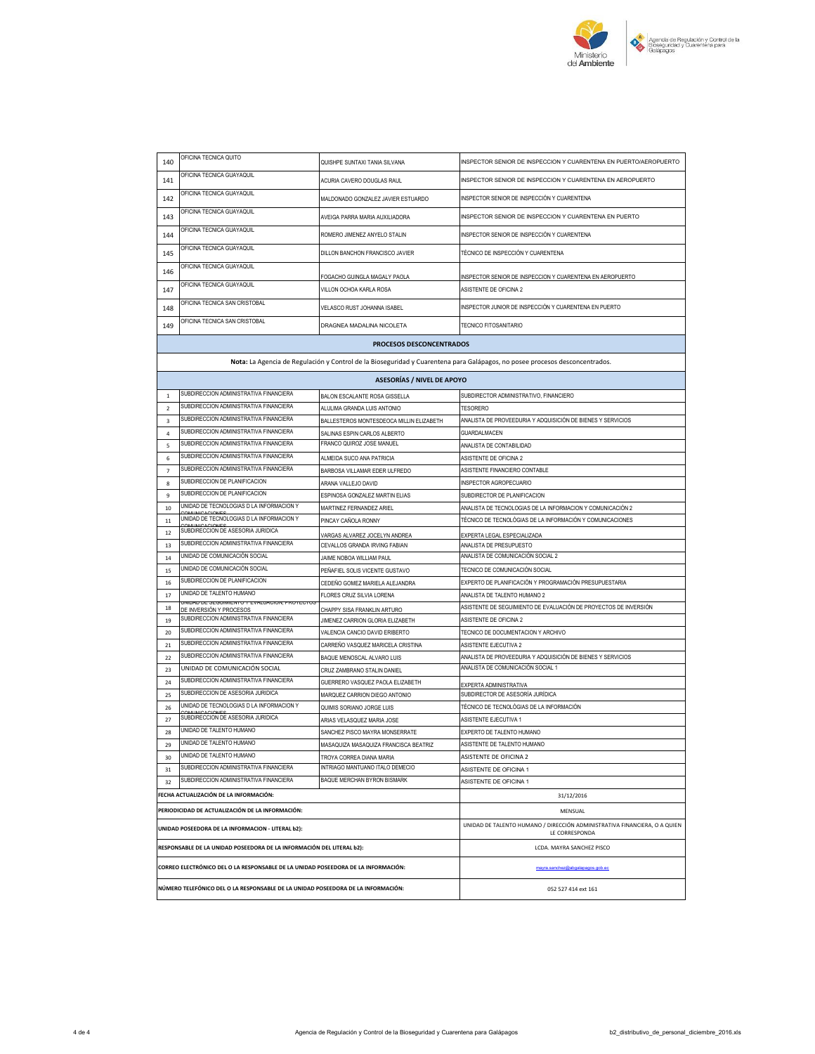| | | | |
|---|---|---|---|
| 140 | OFICINA TECNICA QUITO | QUISHPE SUNTAXI TANIA SILVANA | INSPECTOR SENIOR DE INSPECCION Y CUARENTENA EN PUERTO/AEROPUERTO |
| 141 | OFICINA TECNICA GUAYAQUIL | ACURIA CAVERO DOUGLAS RAUL | INSPECTOR SENIOR DE INSPECCION Y CUARENTENA EN AEROPUERTO |
| 142 | OFICINA TECNICA GUAYAQUIL | MALDONADO GONZALEZ JAVIER ESTUARDO | INSPECTOR SENIOR DE INSPECCIÓN Y CUARENTENA |
| 143 | OFICINA TECNICA GUAYAQUIL | AVEIGA PARRA MARIA AUXILIADORA | INSPECTOR SENIOR DE INSPECCION Y CUARENTENA EN PUERTO |
| 144 | OFICINA TECNICA GUAYAQUIL | ROMERO JIMENEZ ANYELO STALIN | INSPECTOR SENIOR DE INSPECCIÓN Y CUARENTENA |
| 145 | OFICINA TECNICA GUAYAQUIL | DILLON BANCHON FRANCISCO JAVIER | TÉCNICO DE INSPECCIÓN Y CUARENTENA |
| 146 | OFICINA TECNICA GUAYAQUIL | FOGACHO GUINGLA MAGALY PAOLA | INSPECTOR SENIOR DE INSPECCION Y CUARENTENA EN AEROPUERTO |
| 147 | OFICINA TECNICA GUAYAQUIL | VILLON OCHOA KARLA ROSA | ASISTENTE DE OFICINA 2 |
| 148 | OFICINA TECNICA SAN CRISTOBAL | VELASCO RUST JOHANNA ISABEL | INSPECTOR JUNIOR DE INSPECCIÓN Y CUARENTENA EN PUERTO |
| 149 | OFICINA TECNICA SAN CRISTOBAL | DRAGNEA MADALINA NICOLETA | TECNICO FITOSANITARIO |

**PROCESOS DESCONCENTRADOS**

**Nota:** La Agencia de Regulación y Control de la Bioseguridad y Cuarentena para Galápagos, no posee procesos desconcentrados.

**ASESORÍAS / NIVEL DE APOYO**

| | | | |
|---|---|---|---|
| 1 | SUBDIRECCION ADMINISTRATIVA FINANCIERA | BALON ESCALANTE ROSA GISSELLA | SUBDIRECTOR ADMINISTRATIVO, FINANCIERO |
| 2 | SUBDIRECCION ADMINISTRATIVA FINANCIERA | ALULIMA GRANDA LUIS ANTONIO | TESORERO |
| 3 | SUBDIRECCION ADMINISTRATIVA FINANCIERA | BALLESTEROS MONTESDEOCA MILLIN ELIZABETH | ANALISTA DE PROVEEDURIA Y ADQUISICIÓN DE BIENES Y SERVICIOS |
| 4 | SUBDIRECCION ADMINISTRATIVA FINANCIERA | SALINAS ESPIN CARLOS ALBERTO | GUARDALMACEN |
| 5 | SUBDIRECCION ADMINISTRATIVA FINANCIERA | FRANCO QUIROZ JOSE MANUEL | ANALISTA DE CONTABILIDAD |
| 6 | SUBDIRECCION ADMINISTRATIVA FINANCIERA | ALMEIDA SUCO ANA PATRICIA | ASISTENTE DE OFICINA 2 |
| 7 | SUBDIRECCION ADMINISTRATIVA FINANCIERA | BARBOSA VILLAMAR EDER ULFREDO | ASISTENTE FINANCIERO CONTABLE |
| 8 | SUBDIRECCION DE PLANIFICACION | ARANA VALLEJO DAVID | INSPECTOR AGROPECUARIO |
| 9 | SUBDIRECCION DE PLANIFICACION | ESPINOSA GONZALEZ MARTIN ELIAS | SUBDIRECTOR DE PLANIFICACION |
| 10 | UNIDAD DE TECNOLOGIAS D LA INFORMACION Y COMUNICACIONES | MARTINEZ FERNANDEZ ARIEL | ANALISTA DE TECNOLOGIAS DE LA INFORMACION Y COMUNICACIÓN 2 |
| 11 | UNIDAD DE TECNOLOGIAS D LA INFORMACION Y COMUNICACIONES | PINCAY CAÑOLA RONNY | TÉCNICO DE TECNOLÓGIAS DE LA INFORMACIÓN Y COMUNICACIONES |
| 12 | SUBDIRECCION DE ASESORIA JURIDICA | VARGAS ALVAREZ JOCELYN ANDREA | EXPERTA LEGAL ESPECIALIZADA |
| 13 | SUBDIRECCION ADMINISTRATIVA FINANCIERA | CEVALLOS GRANDA IRVING FABIAN | ANALISTA DE PRESUPUESTO |
| 14 | UNIDAD DE COMUNICACIÓN SOCIAL | JAIME NOBOA WILLIAM PAUL | ANALISTA DE COMUNICACIÓN SOCIAL 2 |
| 15 | UNIDAD DE COMUNICACIÓN SOCIAL | PEÑAFIEL SOLIS VICENTE GUSTAVO | TECNICO DE COMUNICACIÓN SOCIAL |
| 16 | SUBDIRECCION DE PLANIFICACION | CEDEÑO GOMEZ MARIELA ALEJANDRA | EXPERTO DE PLANIFICACIÓN Y PROGRAMACIÓN PRESUPUESTARIA |
| 17 | UNIDAD DE TALENTO HUMANO | FLORES CRUZ SILVIA LORENA | ANALISTA DE TALENTO HUMANO 2 |
| 18 | UNIDAD DE SEGUIMIENTO Y EVALUACION, PROYECTOS DE INVERSIÓN Y PROCESOS | CHAPPY SISA FRANKLIN ARTURO | ASISTENTE DE SEGUIMIENTO DE EVALUACIÓN DE PROYECTOS DE INVERSIÓN |
| 19 | SUBDIRECCION ADMINISTRATIVA FINANCIERA | JIMENEZ CARRION GLORIA ELIZABETH | ASISTENTE DE OFICINA 2 |
| 20 | SUBDIRECCION ADMINISTRATIVA FINANCIERA | VALENCIA CANCIO DAVID ERIBERTO | TECNICO DE DOCUMENTACION Y ARCHIVO |
| 21 | SUBDIRECCION ADMINISTRATIVA FINANCIERA | CARREÑO VASQUEZ MARICELA CRISTINA | ASISTENTE EJECUTIVA 2 |
| 22 | SUBDIRECCION ADMINISTRATIVA FINANCIERA | BAQUE MENOSCAL ALVARO LUIS | ANALISTA DE PROVEEDURIA Y ADQUISICIÓN DE BIENES Y SERVICIOS |
| 23 | UNIDAD DE COMUNICACIÓN SOCIAL | CRUZ ZAMBRANO STALIN DANIEL | ANALISTA DE COMUNICACIÓN SOCIAL 1 |
| 24 | SUBDIRECCION ADMINISTRATIVA FINANCIERA | GUERRERO VASQUEZ PAOLA ELIZABETH | EXPERTA ADMINISTRATIVA |
| 25 | SUBDIRECCION DE ASESORIA JURIDICA | MARQUEZ CARRION DIEGO ANTONIO | SUBDIRECTOR DE ASESORÍA JURÍDICA |
| 26 | UNIDAD DE TECNOLOGIAS D LA INFORMACION Y COMUNICACIONES | QUIMIS SORIANO JORGE LUIS | TÉCNICO DE TECNOLÓGIAS DE LA INFORMACIÓN |
| 27 | SUBDIRECCION DE ASESORIA JURIDICA | ARIAS VELASQUEZ MARIA JOSE | ASISTENTE EJECUTIVA 1 |
| 28 | UNIDAD DE TALENTO HUMANO | SANCHEZ PISCO MAYRA MONSERRATE | EXPERTO DE TALENTO HUMANO |
| 29 | UNIDAD DE TALENTO HUMANO | MASAQUIZA MASAQUIZA FRANCISCA BEATRIZ | ASISTENTE DE TALENTO HUMANO |
| 30 | UNIDAD DE TALENTO HUMANO | TROYA CORREA DIANA MARIA | ASISTENTE DE OFICINA 2 |
| 31 | SUBDIRECCION ADMINISTRATIVA FINANCIERA | INTRIAGO MANTUANO ITALO DEMECIO | ASISTENTE DE OFICINA 1 |
| 32 | SUBDIRECCION ADMINISTRATIVA FINANCIERA | BAQUE MERCHAN BYRON BISMARK | ASISTENTE DE OFICINA 1 |

| | |
|---|---|
| **FECHA ACTUALIZACIÓN DE LA INFORMACIÓN:** | 31/12/2016 |
| **PERIODICIDAD DE ACTUALIZACIÓN DE LA INFORMACIÓN:** | MENSUAL |
| **UNIDAD POSEEDORA DE LA INFORMACION - LITERAL b2):** | UNIDAD DE TALENTO HUMANO / DIRECCIÓN ADMINISTRATIVA FINANCIERA, O A QUIEN LE CORRESPONDA |
| **RESPONSABLE DE LA UNIDAD POSEEDORA DE LA INFORMACIÓN DEL LITERAL b2):** | LCDA. MAYRA SANCHEZ PISCO |
| **CORREO ELECTRÓNICO DEL O LA RESPONSABLE DE LA UNIDAD POSEEDORA DE LA INFORMACIÓN:** | mayra.sanchez@abgalapagos.gob.ec |
| **NÚMERO TELEFÓNICO DEL O LA RESPONSABLE DE LA UNIDAD POSEEDORA DE LA INFORMACIÓN:** | 052 527 414 ext 161 |